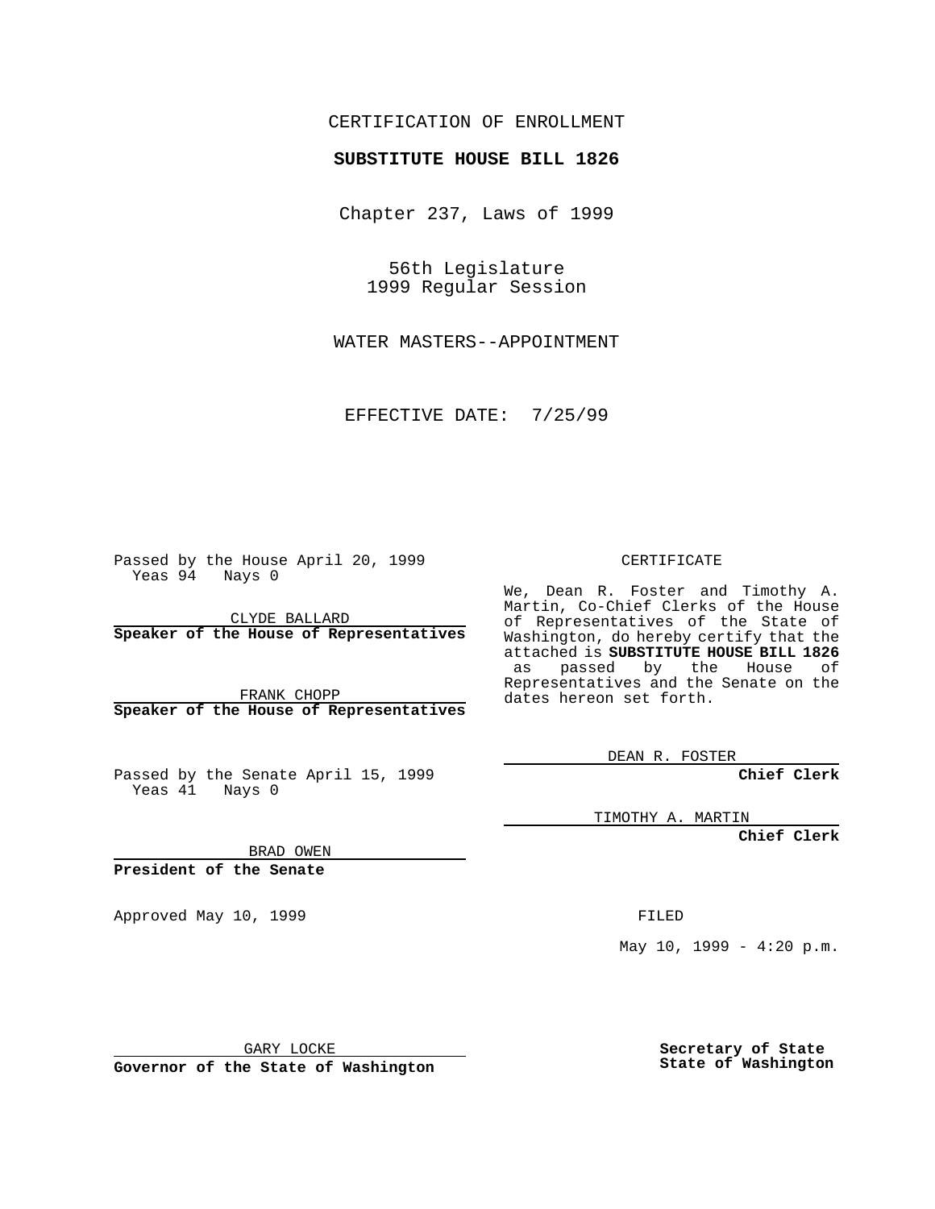CERTIFICATION OF ENROLLMENT

**SUBSTITUTE HOUSE BILL 1826**

Chapter 237, Laws of 1999

56th Legislature
1999 Regular Session

WATER MASTERS--APPOINTMENT

EFFECTIVE DATE: 7/25/99

Passed by the House April 20, 1999
Yeas 94 Nays 0

CLYDE BALLARD
**Speaker of the House of Representatives**

FRANK CHOPP
**Speaker of the House of Representatives**

Passed by the Senate April 15, 1999
Yeas 41 Nays 0

BRAD OWEN
**President of the Senate**

Approved May 10, 1999

GARY LOCKE
**Governor of the State of Washington**

CERTIFICATE

We, Dean R. Foster and Timothy A. Martin, Co-Chief Clerks of the House of Representatives of the State of Washington, do hereby certify that the attached is **SUBSTITUTE HOUSE BILL 1826** as passed by the House of Representatives and the Senate on the dates hereon set forth.

DEAN R. FOSTER
**Chief Clerk**

TIMOTHY A. MARTIN
**Chief Clerk**

FILED

May 10, 1999 - 4:20 p.m.

**Secretary of State**
**State of Washington**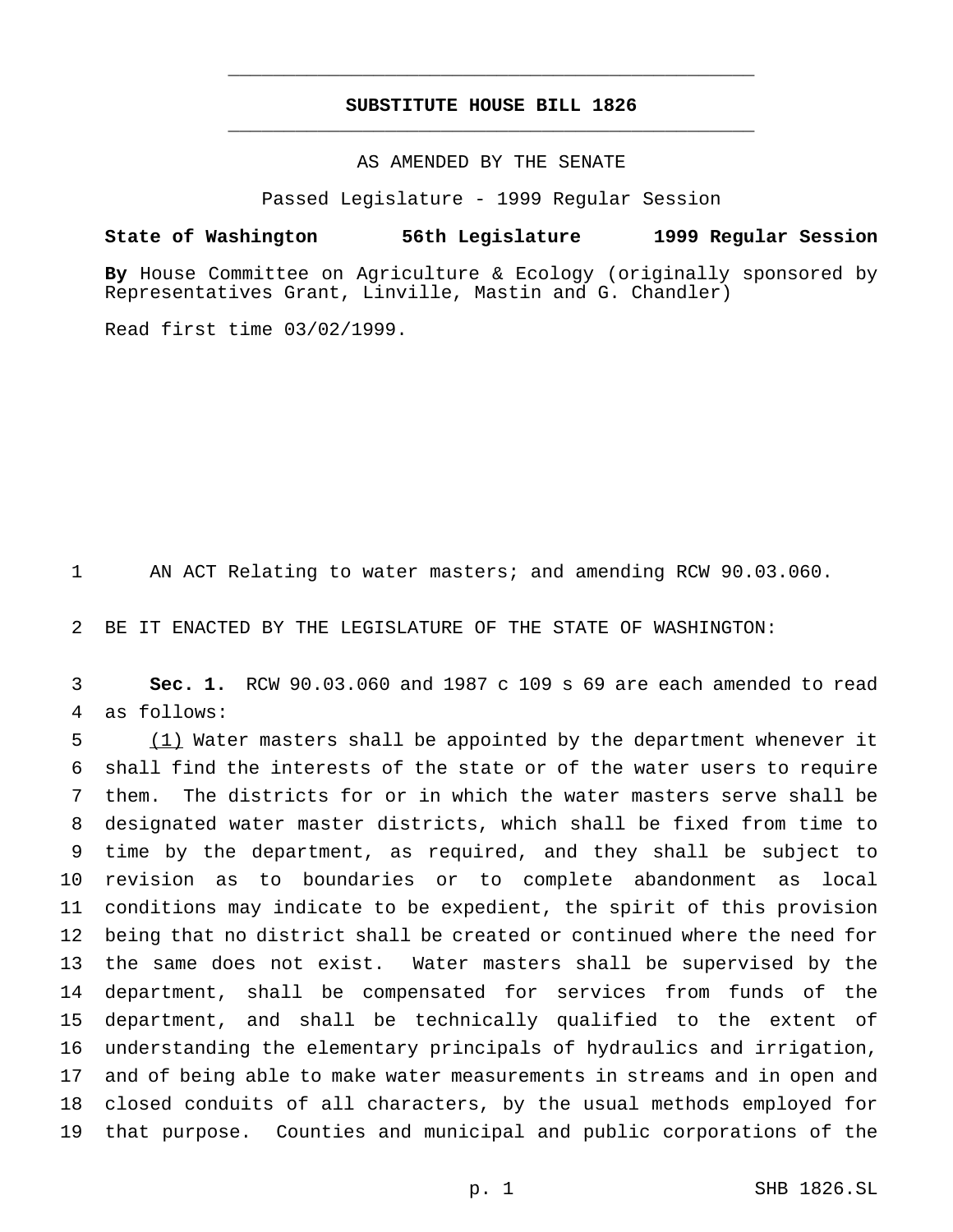# SUBSTITUTE HOUSE BILL 1826

AS AMENDED BY THE SENATE

Passed Legislature - 1999 Regular Session

**State of Washington 56th Legislature 1999 Regular Session**

**By** House Committee on Agriculture & Ecology (originally sponsored by Representatives Grant, Linville, Mastin and G. Chandler)

Read first time 03/02/1999.

AN ACT Relating to water masters; and amending RCW 90.03.060.

BE IT ENACTED BY THE LEGISLATURE OF THE STATE OF WASHINGTON:

**Sec. 1.** RCW 90.03.060 and 1987 c 109 s 69 are each amended to read as follows:

(1) Water masters shall be appointed by the department whenever it shall find the interests of the state or of the water users to require them. The districts for or in which the water masters serve shall be designated water master districts, which shall be fixed from time to time by the department, as required, and they shall be subject to revision as to boundaries or to complete abandonment as local conditions may indicate to be expedient, the spirit of this provision being that no district shall be created or continued where the need for the same does not exist. Water masters shall be supervised by the department, shall be compensated for services from funds of the department, and shall be technically qualified to the extent of understanding the elementary principals of hydraulics and irrigation, and of being able to make water measurements in streams and in open and closed conduits of all characters, by the usual methods employed for that purpose. Counties and municipal and public corporations of the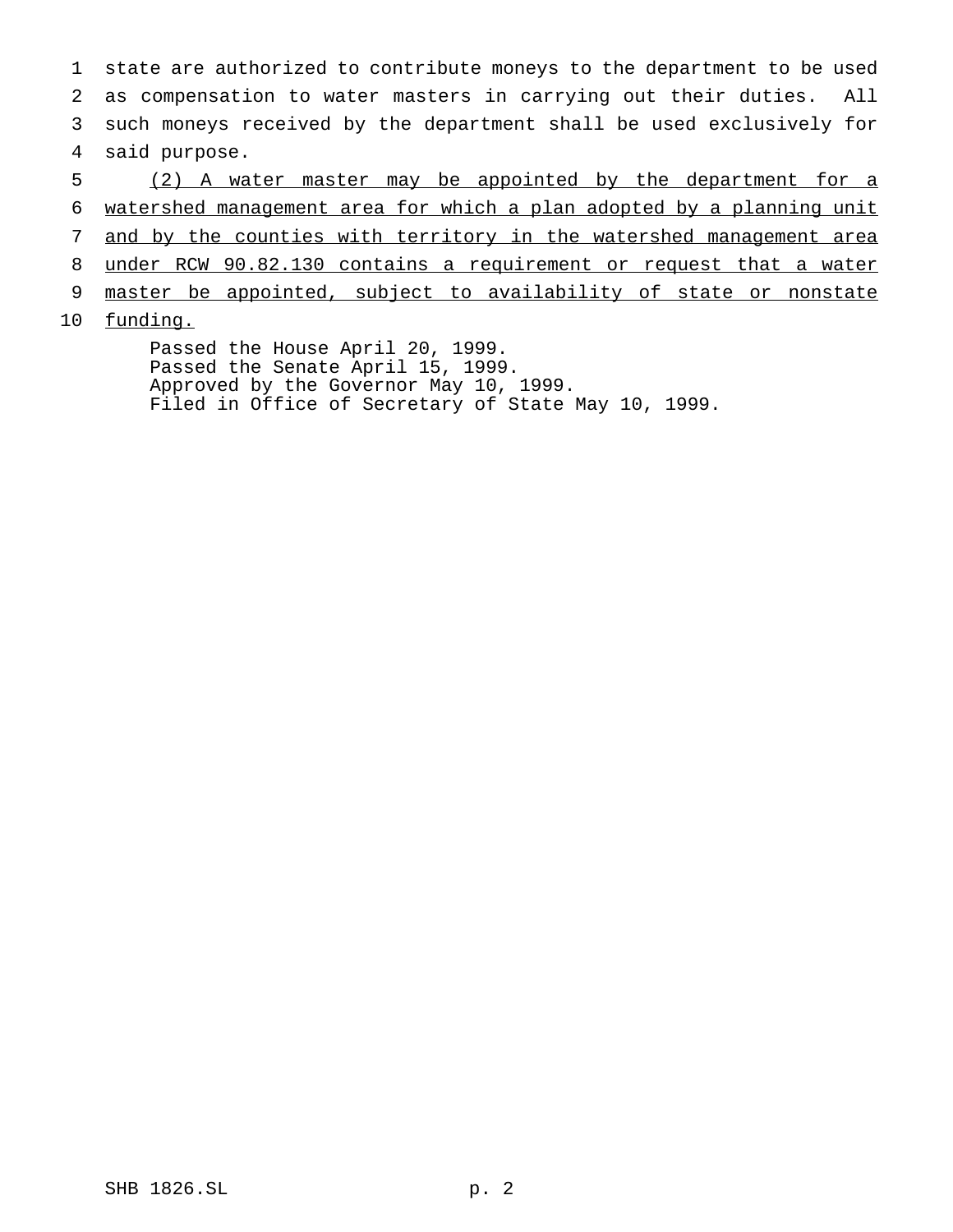state are authorized to contribute moneys to the department to be used as compensation to water masters in carrying out their duties. All such moneys received by the department shall be used exclusively for said purpose.

<u>(2) A water master may be appointed by the department for a watershed management area for which a plan adopted by a planning unit and by the counties with territory in the watershed management area under RCW 90.82.130 contains a requirement or request that a water master be appointed, subject to availability of state or nonstate funding.</u>

Passed the House April 20, 1999.
Passed the Senate April 15, 1999.
Approved by the Governor May 10, 1999.
Filed in Office of Secretary of State May 10, 1999.